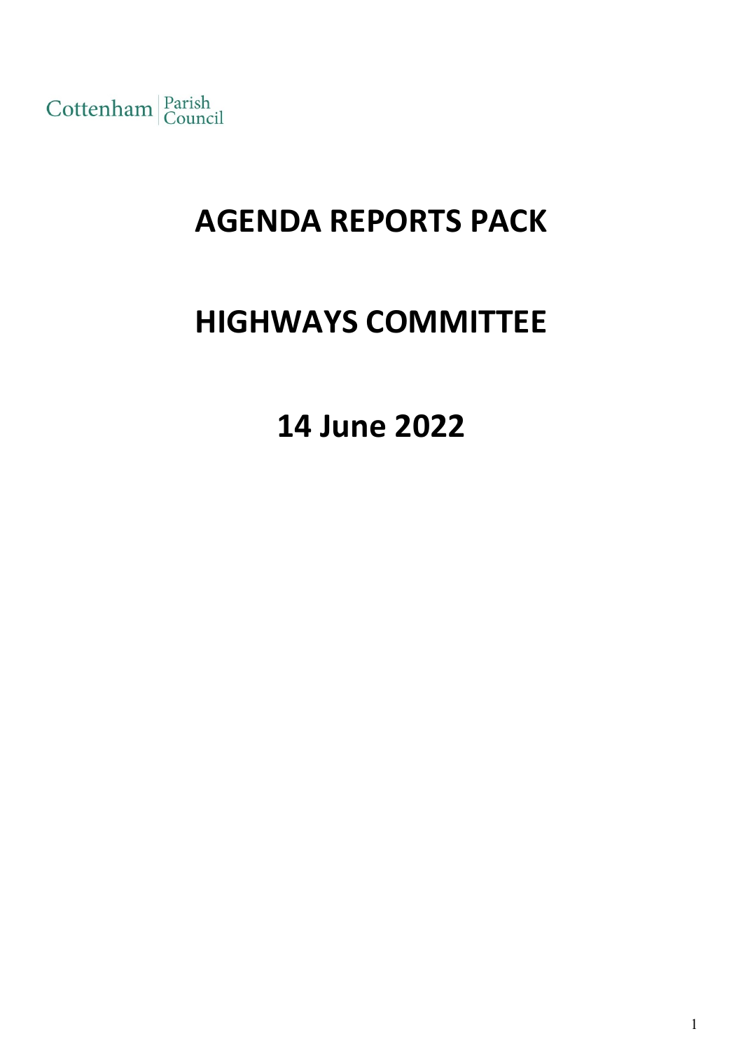Cottenham | Parish Council

# AGENDA REPORTS PACK

# HIGHWAYS COMMITTEE

# 14 June 2022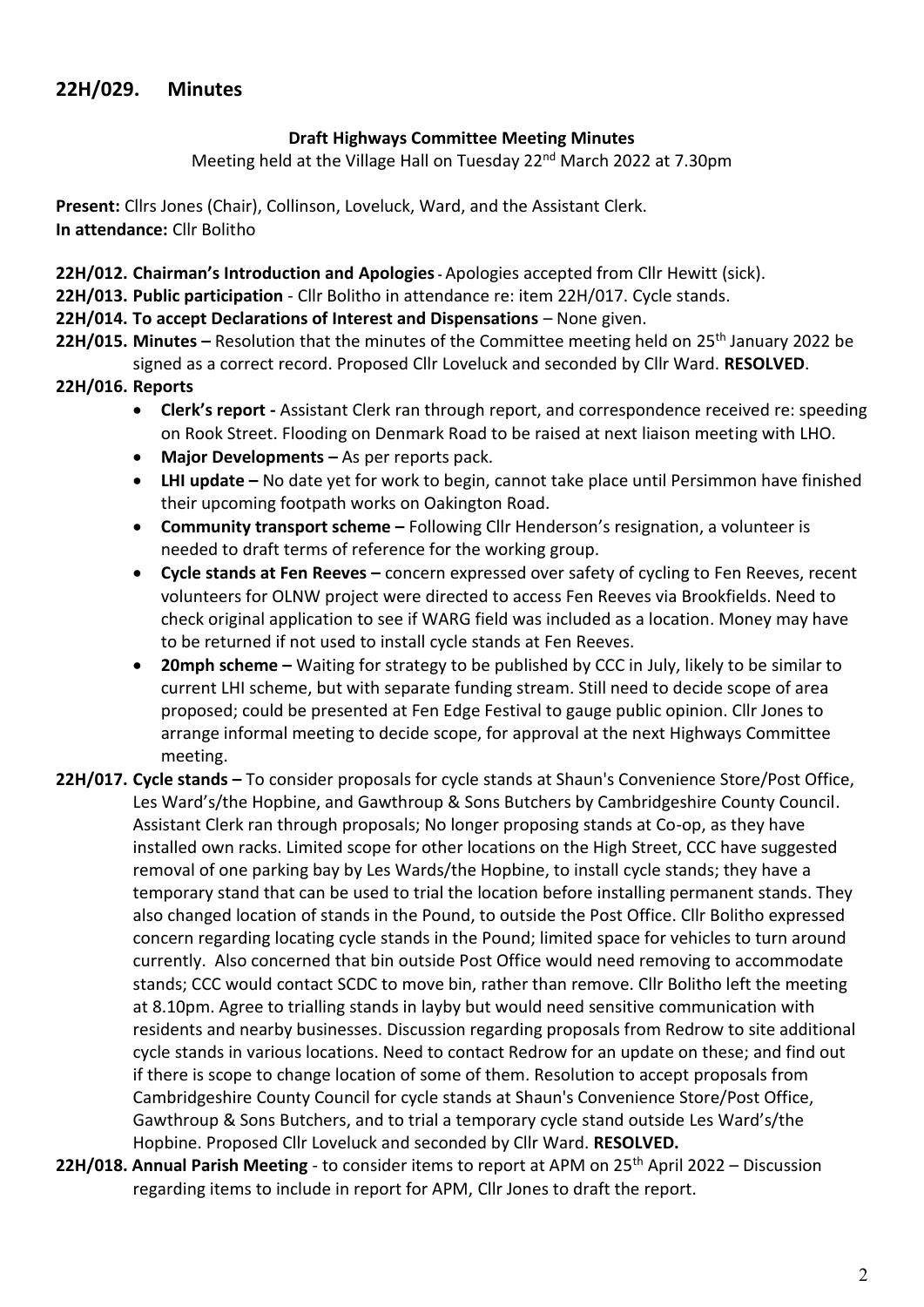## 22H/029. Minutes

**Draft Highways Committee Meeting Minutes**

Meeting held at the Village Hall on Tuesday 22nd March 2022 at 7.30pm

**Present:** Cllrs Jones (Chair), Collinson, Loveluck, Ward, and the Assistant Clerk.
**In attendance:** Cllr Bolitho

**22H/012. Chairman's Introduction and Apologies** - Apologies accepted from Cllr Hewitt (sick).

**22H/013. Public participation** - Cllr Bolitho in attendance re: item 22H/017. Cycle stands.

**22H/014. To accept Declarations of Interest and Dispensations** – None given.

**22H/015. Minutes –** Resolution that the minutes of the Committee meeting held on 25th January 2022 be signed as a correct record. Proposed Cllr Loveluck and seconded by Cllr Ward. **RESOLVED**.

**22H/016. Reports**

- **Clerk's report -** Assistant Clerk ran through report, and correspondence received re: speeding on Rook Street. Flooding on Denmark Road to be raised at next liaison meeting with LHO.
- **Major Developments –** As per reports pack.
- **LHI update –** No date yet for work to begin, cannot take place until Persimmon have finished their upcoming footpath works on Oakington Road.
- **Community transport scheme –** Following Cllr Henderson's resignation, a volunteer is needed to draft terms of reference for the working group.
- **Cycle stands at Fen Reeves –** concern expressed over safety of cycling to Fen Reeves, recent volunteers for OLNW project were directed to access Fen Reeves via Brookfields. Need to check original application to see if WARG field was included as a location. Money may have to be returned if not used to install cycle stands at Fen Reeves.
- **20mph scheme –** Waiting for strategy to be published by CCC in July, likely to be similar to current LHI scheme, but with separate funding stream. Still need to decide scope of area proposed; could be presented at Fen Edge Festival to gauge public opinion. Cllr Jones to arrange informal meeting to decide scope, for approval at the next Highways Committee meeting.

**22H/017. Cycle stands –** To consider proposals for cycle stands at Shaun's Convenience Store/Post Office, Les Ward's/the Hopbine, and Gawthroup & Sons Butchers by Cambridgeshire County Council. Assistant Clerk ran through proposals; No longer proposing stands at Co-op, as they have installed own racks. Limited scope for other locations on the High Street, CCC have suggested removal of one parking bay by Les Wards/the Hopbine, to install cycle stands; they have a temporary stand that can be used to trial the location before installing permanent stands. They also changed location of stands in the Pound, to outside the Post Office. Cllr Bolitho expressed concern regarding locating cycle stands in the Pound; limited space for vehicles to turn around currently. Also concerned that bin outside Post Office would need removing to accommodate stands; CCC would contact SCDC to move bin, rather than remove. Cllr Bolitho left the meeting at 8.10pm. Agree to trialling stands in layby but would need sensitive communication with residents and nearby businesses. Discussion regarding proposals from Redrow to site additional cycle stands in various locations. Need to contact Redrow for an update on these; and find out if there is scope to change location of some of them. Resolution to accept proposals from Cambridgeshire County Council for cycle stands at Shaun's Convenience Store/Post Office, Gawthroup & Sons Butchers, and to trial a temporary cycle stand outside Les Ward's/the Hopbine. Proposed Cllr Loveluck and seconded by Cllr Ward. **RESOLVED.**

**22H/018. Annual Parish Meeting** - to consider items to report at APM on 25th April 2022 – Discussion regarding items to include in report for APM, Cllr Jones to draft the report.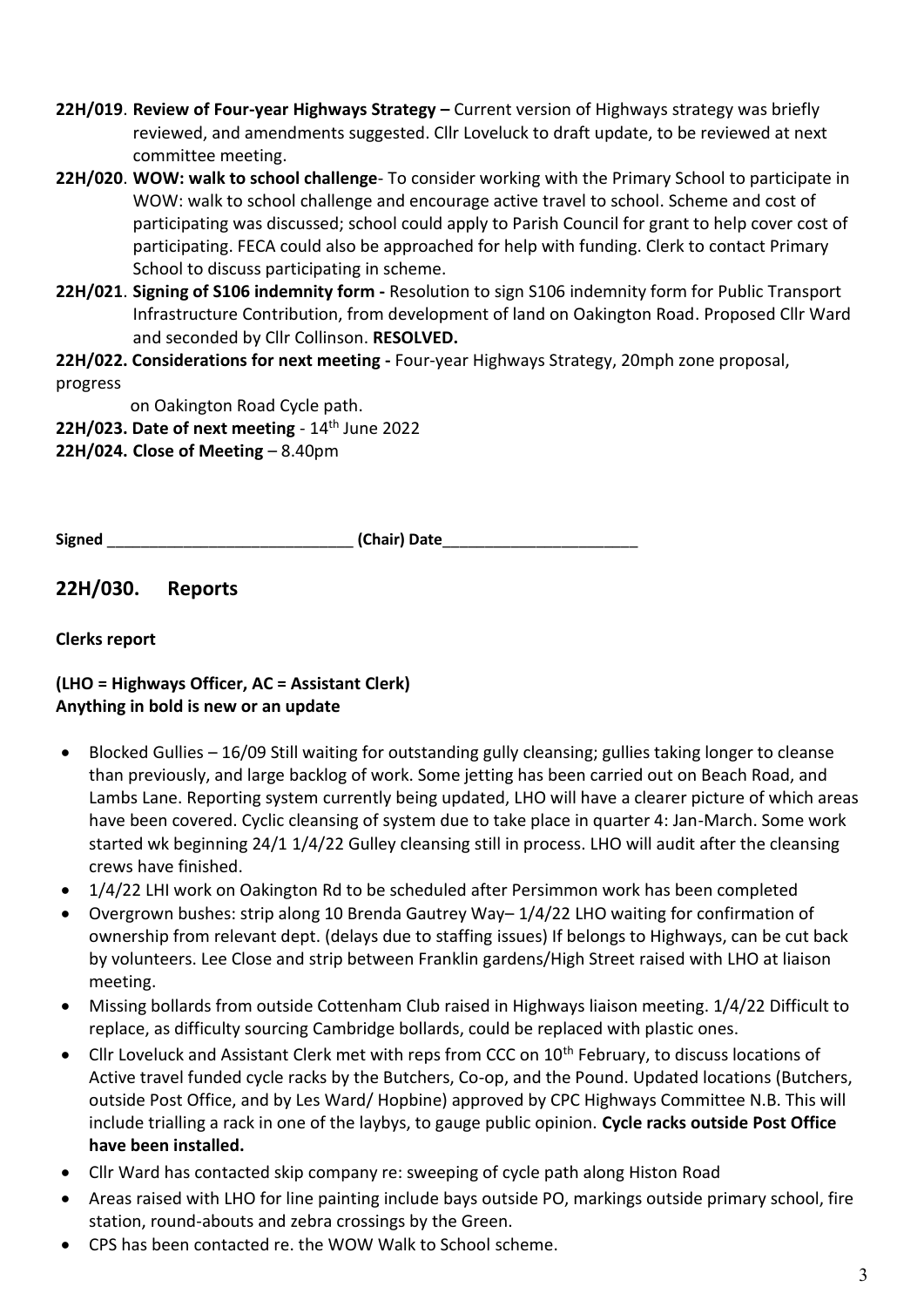**22H/019**. **Review of Four-year Highways Strategy –** Current version of Highways strategy was briefly reviewed, and amendments suggested. Cllr Loveluck to draft update, to be reviewed at next committee meeting.

**22H/020**. **WOW: walk to school challenge**- To consider working with the Primary School to participate in WOW: walk to school challenge and encourage active travel to school. Scheme and cost of participating was discussed; school could apply to Parish Council for grant to help cover cost of participating. FECA could also be approached for help with funding. Clerk to contact Primary School to discuss participating in scheme.

**22H/021**. **Signing of S106 indemnity form -** Resolution to sign S106 indemnity form for Public Transport Infrastructure Contribution, from development of land on Oakington Road. Proposed Cllr Ward and seconded by Cllr Collinson. **RESOLVED.**

**22H/022. Considerations for next meeting -** Four-year Highways Strategy, 20mph zone proposal, progress on Oakington Road Cycle path.

**22H/023. Date of next meeting** - 14th June 2022

**22H/024. Close of Meeting** – 8.40pm

**Signed** _____________________________ **(Chair) Date**_______________________

## 22H/030. Reports

**Clerks report**

**(LHO = Highways Officer, AC = Assistant Clerk)**
**Anything in bold is new or an update**

- Blocked Gullies – 16/09 Still waiting for outstanding gully cleansing; gullies taking longer to cleanse than previously, and large backlog of work. Some jetting has been carried out on Beach Road, and Lambs Lane. Reporting system currently being updated, LHO will have a clearer picture of which areas have been covered. Cyclic cleansing of system due to take place in quarter 4: Jan-March. Some work started wk beginning 24/1 1/4/22 Gulley cleansing still in process. LHO will audit after the cleansing crews have finished.
- 1/4/22 LHI work on Oakington Rd to be scheduled after Persimmon work has been completed
- Overgrown bushes: strip along 10 Brenda Gautrey Way– 1/4/22 LHO waiting for confirmation of ownership from relevant dept. (delays due to staffing issues) If belongs to Highways, can be cut back by volunteers. Lee Close and strip between Franklin gardens/High Street raised with LHO at liaison meeting.
- Missing bollards from outside Cottenham Club raised in Highways liaison meeting. 1/4/22 Difficult to replace, as difficulty sourcing Cambridge bollards, could be replaced with plastic ones.
- Cllr Loveluck and Assistant Clerk met with reps from CCC on 10th February, to discuss locations of Active travel funded cycle racks by the Butchers, Co-op, and the Pound. Updated locations (Butchers, outside Post Office, and by Les Ward/ Hopbine) approved by CPC Highways Committee N.B. This will include trialling a rack in one of the laybys, to gauge public opinion. **Cycle racks outside Post Office have been installed.**
- Cllr Ward has contacted skip company re: sweeping of cycle path along Histon Road
- Areas raised with LHO for line painting include bays outside PO, markings outside primary school, fire station, round-abouts and zebra crossings by the Green.
- CPS has been contacted re. the WOW Walk to School scheme.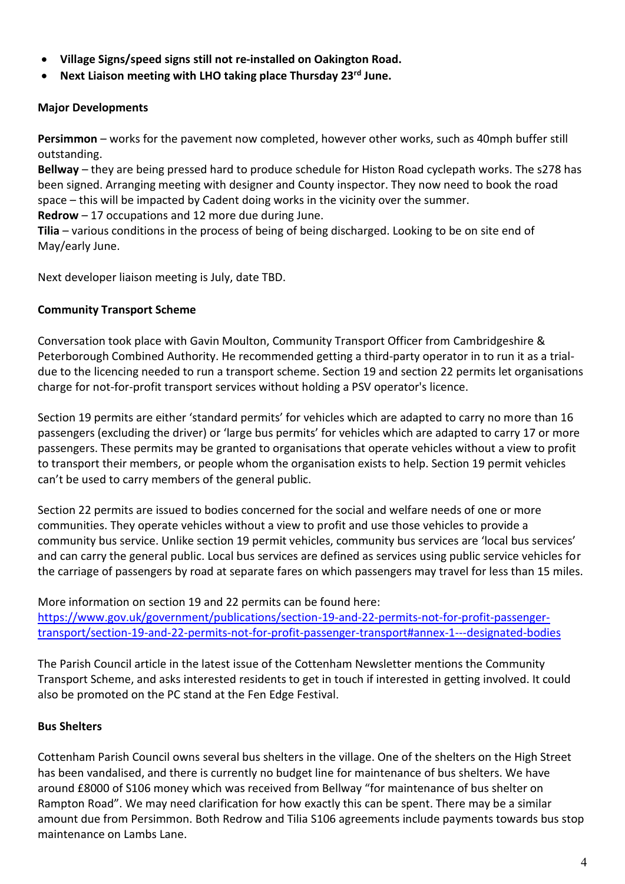- **Village Signs/speed signs still not re-installed on Oakington Road.**
- **Next Liaison meeting with LHO taking place Thursday 23rd June.**

**Major Developments**

**Persimmon** – works for the pavement now completed, however other works, such as 40mph buffer still outstanding.
**Bellway** – they are being pressed hard to produce schedule for Histon Road cyclepath works. The s278 has been signed. Arranging meeting with designer and County inspector. They now need to book the road space – this will be impacted by Cadent doing works in the vicinity over the summer.
**Redrow** – 17 occupations and 12 more due during June.
**Tilia** – various conditions in the process of being of being discharged. Looking to be on site end of May/early June.

Next developer liaison meeting is July, date TBD.

**Community Transport Scheme**

Conversation took place with Gavin Moulton, Community Transport Officer from Cambridgeshire & Peterborough Combined Authority. He recommended getting a third-party operator in to run it as a trial- due to the licencing needed to run a transport scheme. Section 19 and section 22 permits let organisations charge for not-for-profit transport services without holding a PSV operator's licence.

Section 19 permits are either 'standard permits' for vehicles which are adapted to carry no more than 16 passengers (excluding the driver) or 'large bus permits' for vehicles which are adapted to carry 17 or more passengers. These permits may be granted to organisations that operate vehicles without a view to profit to transport their members, or people whom the organisation exists to help. Section 19 permit vehicles can't be used to carry members of the general public.

Section 22 permits are issued to bodies concerned for the social and welfare needs of one or more communities. They operate vehicles without a view to profit and use those vehicles to provide a community bus service. Unlike section 19 permit vehicles, community bus services are 'local bus services' and can carry the general public. Local bus services are defined as services using public service vehicles for the carriage of passengers by road at separate fares on which passengers may travel for less than 15 miles.

More information on section 19 and 22 permits can be found here:
https://www.gov.uk/government/publications/section-19-and-22-permits-not-for-profit-passenger-transport/section-19-and-22-permits-not-for-profit-passenger-transport#annex-1---designated-bodies

The Parish Council article in the latest issue of the Cottenham Newsletter mentions the Community Transport Scheme, and asks interested residents to get in touch if interested in getting involved. It could also be promoted on the PC stand at the Fen Edge Festival.

**Bus Shelters**

Cottenham Parish Council owns several bus shelters in the village. One of the shelters on the High Street has been vandalised, and there is currently no budget line for maintenance of bus shelters. We have around £8000 of S106 money which was received from Bellway "for maintenance of bus shelter on Rampton Road". We may need clarification for how exactly this can be spent. There may be a similar amount due from Persimmon. Both Redrow and Tilia S106 agreements include payments towards bus stop maintenance on Lambs Lane.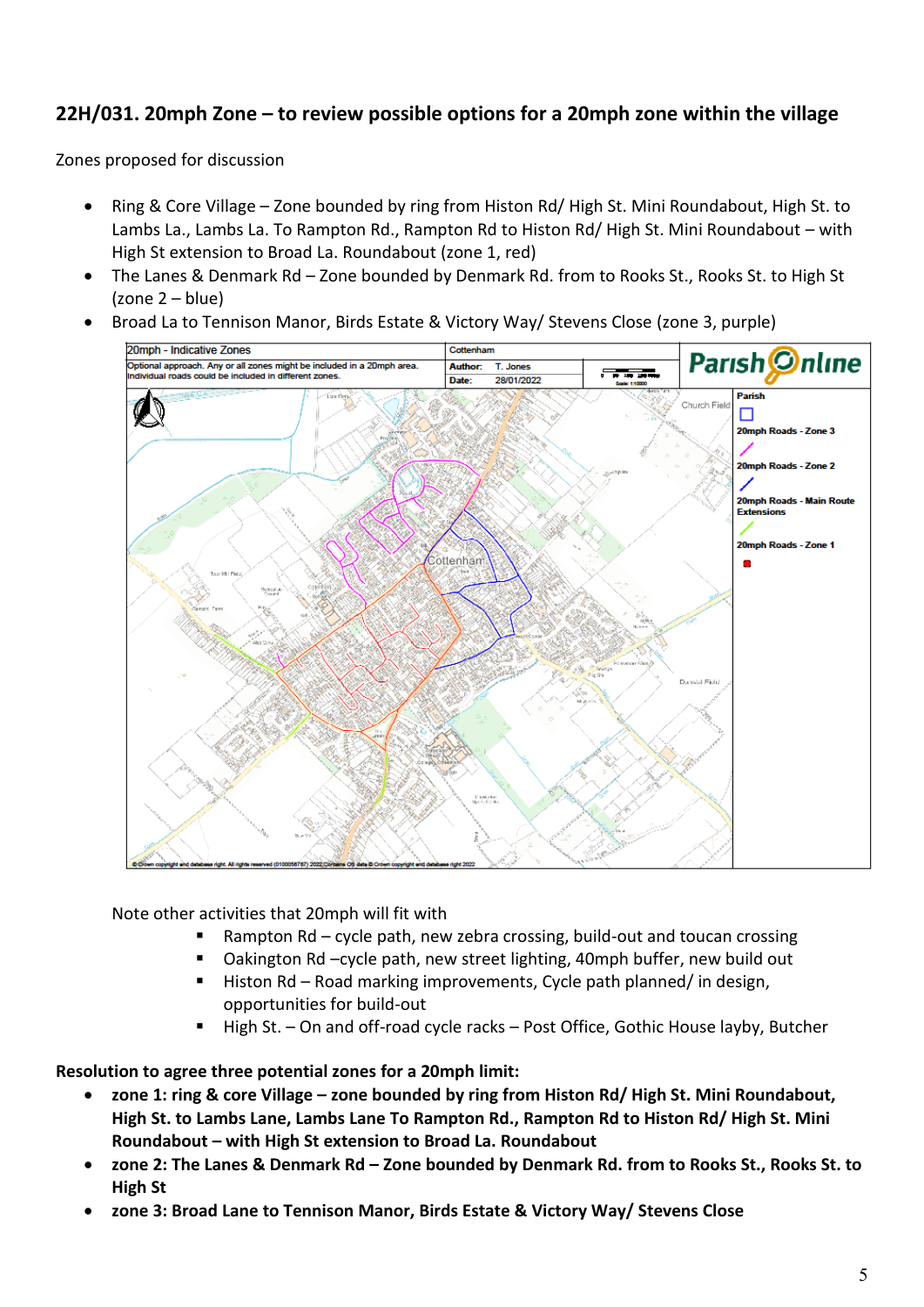## 22H/031. 20mph Zone – to review possible options for a 20mph zone within the village

Zones proposed for discussion

- Ring & Core Village – Zone bounded by ring from Histon Rd/ High St. Mini Roundabout, High St. to Lambs La., Lambs La. To Rampton Rd., Rampton Rd to Histon Rd/ High St. Mini Roundabout – with High St extension to Broad La. Roundabout (zone 1, red)
- The Lanes & Denmark Rd – Zone bounded by Denmark Rd. from to Rooks St., Rooks St. to High St (zone 2 – blue)
- Broad La to Tennison Manor, Birds Estate & Victory Way/ Stevens Close (zone 3, purple)

| 20mph - Indicative Zones | Cottenham | | |
|---|---|---|---|
| Optional approach. Any or all zones might be included in a 20mph area. Individual roads could be included in different zones. | Author: T. Jones | | Parish Online |
| | Date: 28/01/2022 | Scale: 1:10000 | |

Parish

20mph Roads - Zone 3

20mph Roads - Zone 2

20mph Roads - Main Route Extensions

20mph Roads - Zone 1

© Crown copyright and database right. All rights reserved (0100058787) 2022 Contains OS data © Crown copyright and database right 2022

Note other activities that 20mph will fit with

- Rampton Rd – cycle path, new zebra crossing, build-out and toucan crossing
- Oakington Rd –cycle path, new street lighting, 40mph buffer, new build out
- Histon Rd – Road marking improvements, Cycle path planned/ in design, opportunities for build-out
- High St. – On and off-road cycle racks – Post Office, Gothic House layby, Butcher

**Resolution to agree three potential zones for a 20mph limit:**

- **zone 1: ring & core Village – zone bounded by ring from Histon Rd/ High St. Mini Roundabout, High St. to Lambs Lane, Lambs Lane To Rampton Rd., Rampton Rd to Histon Rd/ High St. Mini Roundabout – with High St extension to Broad La. Roundabout**
- **zone 2: The Lanes & Denmark Rd – Zone bounded by Denmark Rd. from to Rooks St., Rooks St. to High St**
- **zone 3: Broad Lane to Tennison Manor, Birds Estate & Victory Way/ Stevens Close**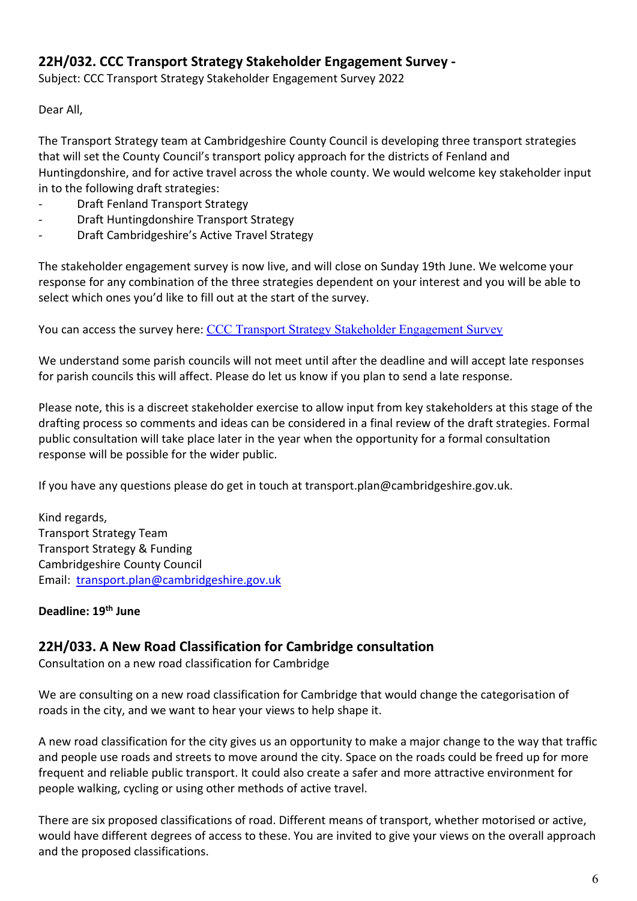## 22H/032. CCC Transport Strategy Stakeholder Engagement Survey -

Subject: CCC Transport Strategy Stakeholder Engagement Survey 2022

Dear All,

The Transport Strategy team at Cambridgeshire County Council is developing three transport strategies that will set the County Council's transport policy approach for the districts of Fenland and Huntingdonshire, and for active travel across the whole county. We would welcome key stakeholder input in to the following draft strategies:

- Draft Fenland Transport Strategy
- Draft Huntingdonshire Transport Strategy
- Draft Cambridgeshire's Active Travel Strategy

The stakeholder engagement survey is now live, and will close on Sunday 19th June. We welcome your response for any combination of the three strategies dependent on your interest and you will be able to select which ones you'd like to fill out at the start of the survey.

You can access the survey here: CCC Transport Strategy Stakeholder Engagement Survey

We understand some parish councils will not meet until after the deadline and will accept late responses for parish councils this will affect. Please do let us know if you plan to send a late response.

Please note, this is a discreet stakeholder exercise to allow input from key stakeholders at this stage of the drafting process so comments and ideas can be considered in a final review of the draft strategies. Formal public consultation will take place later in the year when the opportunity for a formal consultation response will be possible for the wider public.

If you have any questions please do get in touch at transport.plan@cambridgeshire.gov.uk.

Kind regards,
Transport Strategy Team
Transport Strategy & Funding
Cambridgeshire County Council
Email: transport.plan@cambridgeshire.gov.uk

**Deadline: 19th June**

## 22H/033. A New Road Classification for Cambridge consultation

Consultation on a new road classification for Cambridge

We are consulting on a new road classification for Cambridge that would change the categorisation of roads in the city, and we want to hear your views to help shape it.

A new road classification for the city gives us an opportunity to make a major change to the way that traffic and people use roads and streets to move around the city. Space on the roads could be freed up for more frequent and reliable public transport. It could also create a safer and more attractive environment for people walking, cycling or using other methods of active travel.

There are six proposed classifications of road. Different means of transport, whether motorised or active, would have different degrees of access to these. You are invited to give your views on the overall approach and the proposed classifications.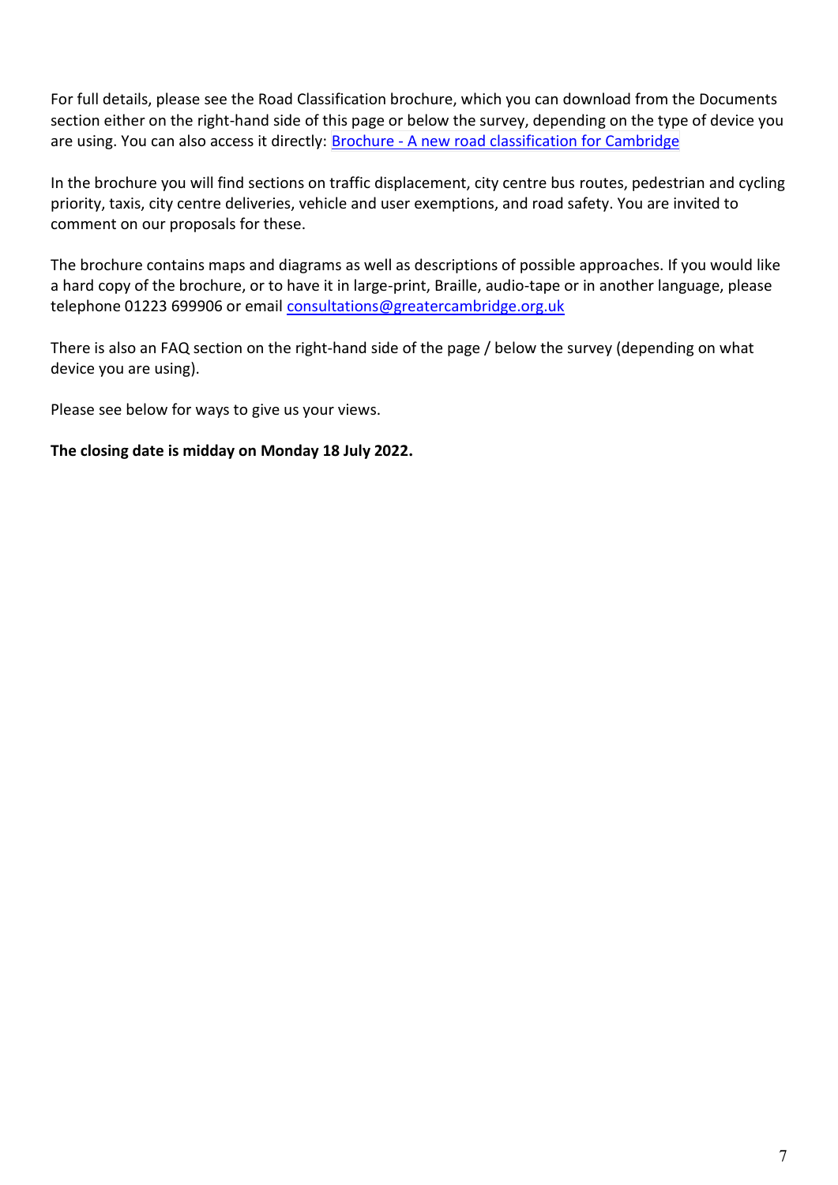For full details, please see the Road Classification brochure, which you can download from the Documents section either on the right-hand side of this page or below the survey, depending on the type of device you are using. You can also access it directly: [Brochure - A new road classification for Cambridge]()

In the brochure you will find sections on traffic displacement, city centre bus routes, pedestrian and cycling priority, taxis, city centre deliveries, vehicle and user exemptions, and road safety. You are invited to comment on our proposals for these.

The brochure contains maps and diagrams as well as descriptions of possible approaches. If you would like a hard copy of the brochure, or to have it in large-print, Braille, audio-tape or in another language, please telephone 01223 699906 or email [consultations@greatercambridge.org.uk](mailto:consultations@greatercambridge.org.uk)

There is also an FAQ section on the right-hand side of the page / below the survey (depending on what device you are using).

Please see below for ways to give us your views.

**The closing date is midday on Monday 18 July 2022.**